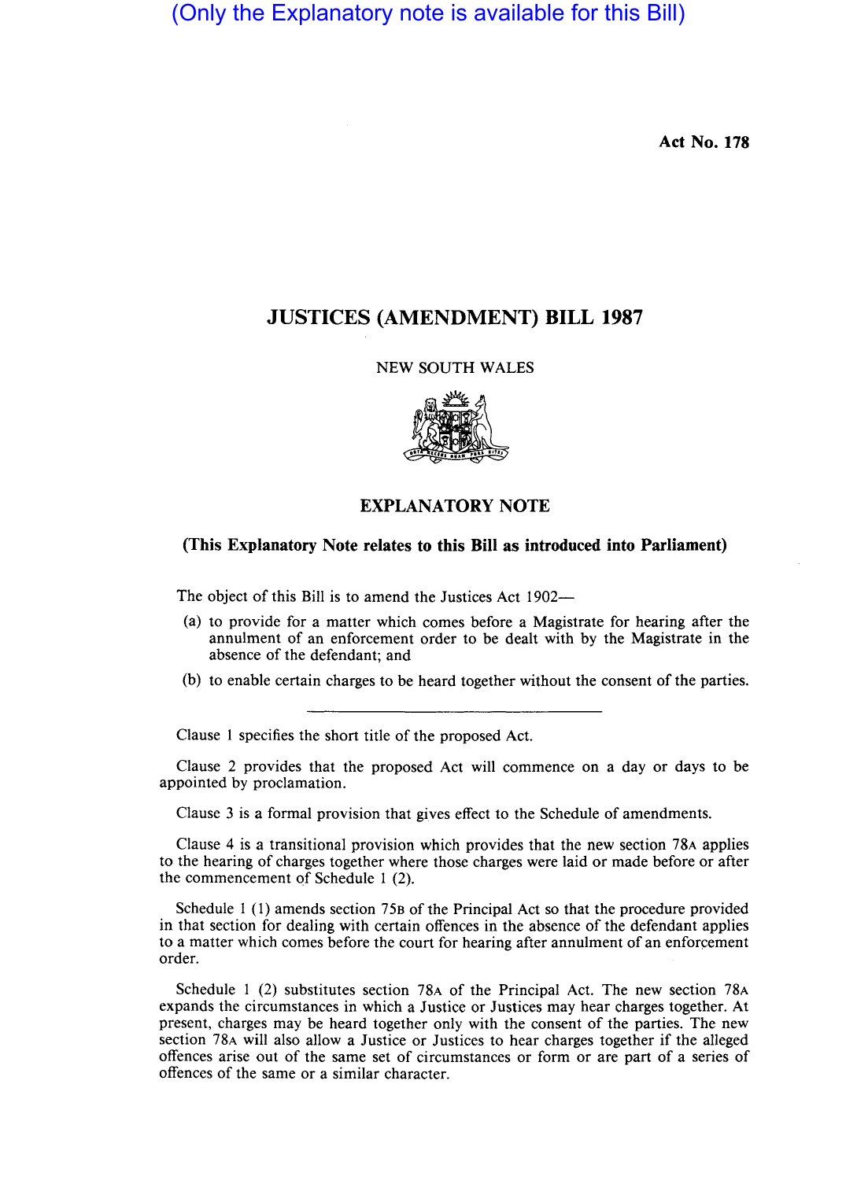(Only the Explanatory note is available for this Bill)

**Act No. 178**

# JUSTICES (AMENDMENT) BILL 1987

NEW SOUTH WALES

## EXPLANATORY NOTE

**(This Explanatory Note relates to this Bill as introduced into Parliament)**

The object of this Bill is to amend the Justices Act 1902—

(a) to provide for a matter which comes before a Magistrate for hearing after the annulment of an enforcement order to be dealt with by the Magistrate in the absence of the defendant; and

(b) to enable certain charges to be heard together without the consent of the parties.

---

Clause 1 specifies the short title of the proposed Act.

Clause 2 provides that the proposed Act will commence on a day or days to be appointed by proclamation.

Clause 3 is a formal provision that gives effect to the Schedule of amendments.

Clause 4 is a transitional provision which provides that the new section 78A applies to the hearing of charges together where those charges were laid or made before or after the commencement of Schedule 1 (2).

Schedule 1 (1) amends section 75B of the Principal Act so that the procedure provided in that section for dealing with certain offences in the absence of the defendant applies to a matter which comes before the court for hearing after annulment of an enforcement order.

Schedule 1 (2) substitutes section 78A of the Principal Act. The new section 78A expands the circumstances in which a Justice or Justices may hear charges together. At present, charges may be heard together only with the consent of the parties. The new section 78A will also allow a Justice or Justices to hear charges together if the alleged offences arise out of the same set of circumstances or form or are part of a series of offences of the same or a similar character.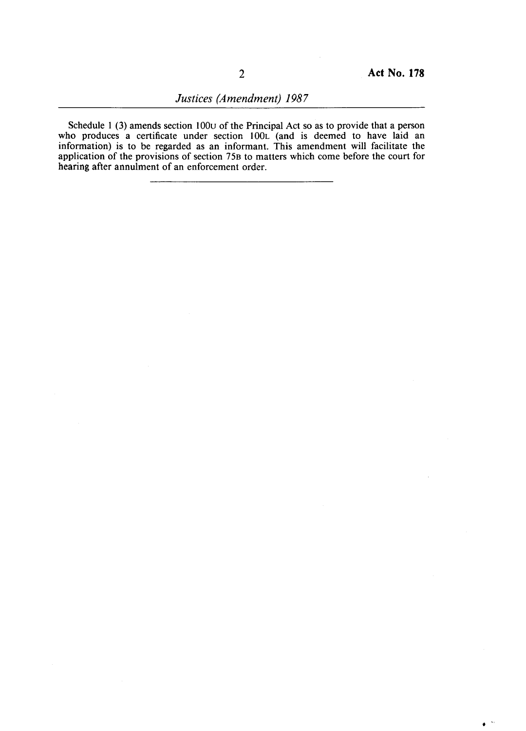Schedule 1 (3) amends section 100U of the Principal Act so as to provide that a person who produces a certificate under section 100L (and is deemed to have laid an information) is to be regarded as an informant. This amendment will facilitate the application of the provisions of section 75B to matters which come before the court for hearing after annulment of an enforcement order.